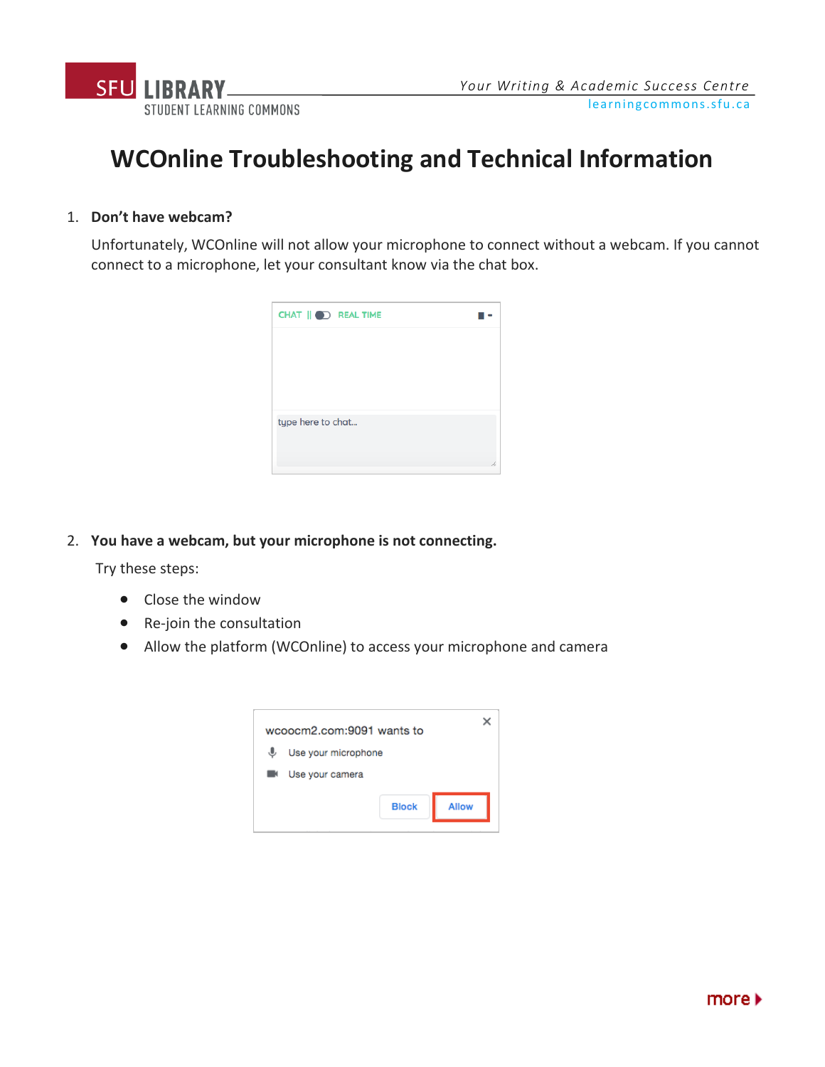# WCOnline Troubleshooting and Technical Information

1. **Don't have webcam?**

   Unfortunately, WCOnline will not allow your microphone to connect without a webcam. If you cannot connect to a microphone, let your consultant know via the chat box.

2. **You have a webcam, but your microphone is not connecting.**

   Try these steps:

   - Close the window
   - Re-join the consultation
   - Allow the platform (WCOnline) to access your microphone and camera

more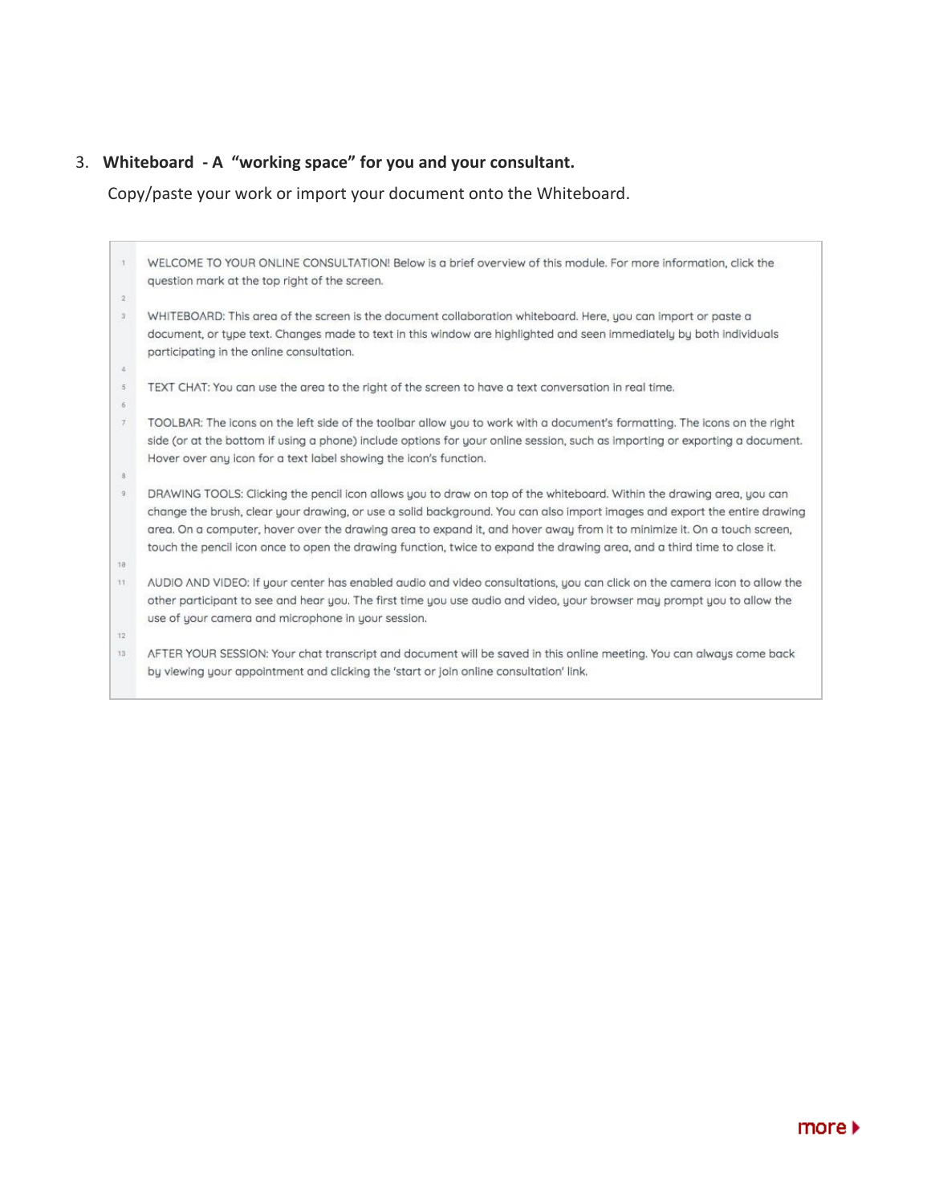3. **Whiteboard - A "working space" for you and your consultant.**

   Copy/paste your work or import your document onto the Whiteboard.

```
1   WELCOME TO YOUR ONLINE CONSULTATION! Below is a brief overview of this module. For more information, click the
    question mark at the top right of the screen.
2
3   WHITEBOARD: This area of the screen is the document collaboration whiteboard. Here, you can import or paste a
    document, or type text. Changes made to text in this window are highlighted and seen immediately by both individuals
    participating in the online consultation.
4
5   TEXT CHAT: You can use the area to the right of the screen to have a text conversation in real time.
6
7   TOOLBAR: The icons on the left side of the toolbar allow you to work with a document's formatting. The icons on the right
    side (or at the bottom if using a phone) include options for your online session, such as importing or exporting a document.
    Hover over any icon for a text label showing the icon's function.
8
9   DRAWING TOOLS: Clicking the pencil icon allows you to draw on top of the whiteboard. Within the drawing area, you can
    change the brush, clear your drawing, or use a solid background. You can also import images and export the entire drawing
    area. On a computer, hover over the drawing area to expand it, and hover away from it to minimize it. On a touch screen,
    touch the pencil icon once to open the drawing function, twice to expand the drawing area, and a third time to close it.
10
11  AUDIO AND VIDEO: If your center has enabled audio and video consultations, you can click on the camera icon to allow the
    other participant to see and hear you. The first time you use audio and video, your browser may prompt you to allow the
    use of your camera and microphone in your session.
12
13  AFTER YOUR SESSION: Your chat transcript and document will be saved in this online meeting. You can always come back
    by viewing your appointment and clicking the 'start or join online consultation' link.
```

more ▸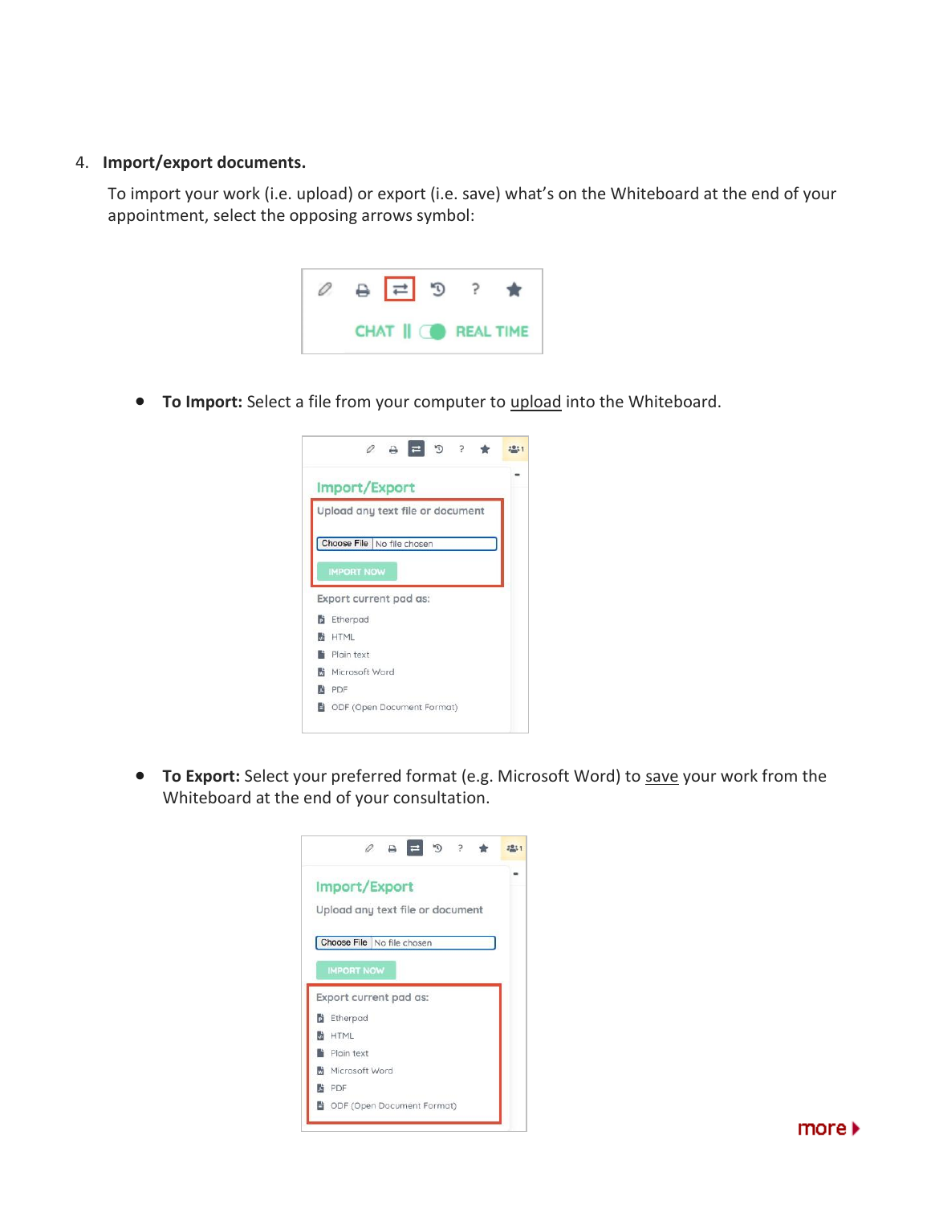4. **Import/export documents.**

   To import your work (i.e. upload) or export (i.e. save) what's on the Whiteboard at the end of your appointment, select the opposing arrows symbol:

   - **To Import:** Select a file from your computer to upload into the Whiteboard.

   - **To Export:** Select your preferred format (e.g. Microsoft Word) to save your work from the Whiteboard at the end of your consultation.

more ▶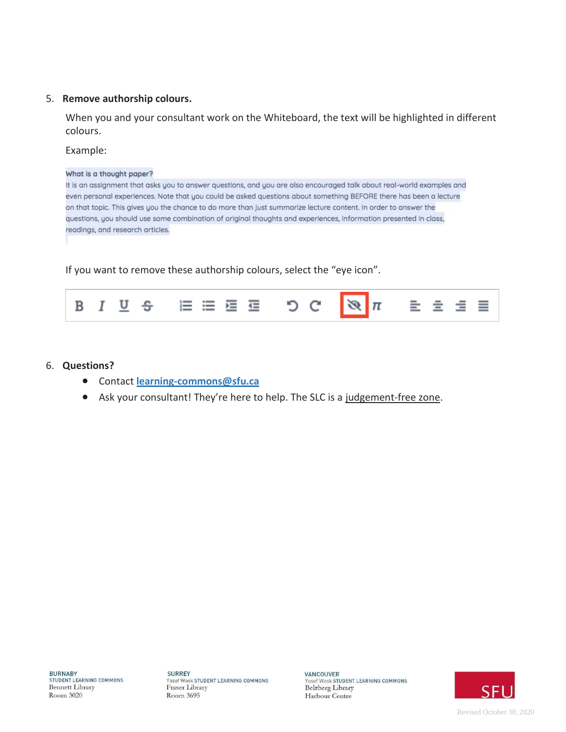5. **Remove authorship colours.**

   When you and your consultant work on the Whiteboard, the text will be highlighted in different colours.

   Example:

   What is a thought paper?
   It is an assignment that asks you to answer questions, and you are also encouraged talk about real-world examples and even personal experiences. Note that you could be asked questions about something BEFORE there has been a lecture on that topic. This gives you the chance to do more than just summarize lecture content. In order to answer the questions, you should use some combination of original thoughts and experiences, information presented in class, readings, and research articles.

   If you want to remove these authorship colours, select the "eye icon".

6. **Questions?**
   - Contact **learning-commons@sfu.ca**
   - Ask your consultant! They're here to help. The SLC is a judgement-free zone.

BURNABY
STUDENT LEARNING COMMONS
Bennett Library
Room 3020

SURREY
Yosef Wosk STUDENT LEARNING COMMONS
Fraser Library
Room 3695

VANCOUVER
Yosef Wosk STUDENT LEARNING COMMONS
Belzberg Library
Harbour Centre

SFU

Revised October 30, 2020